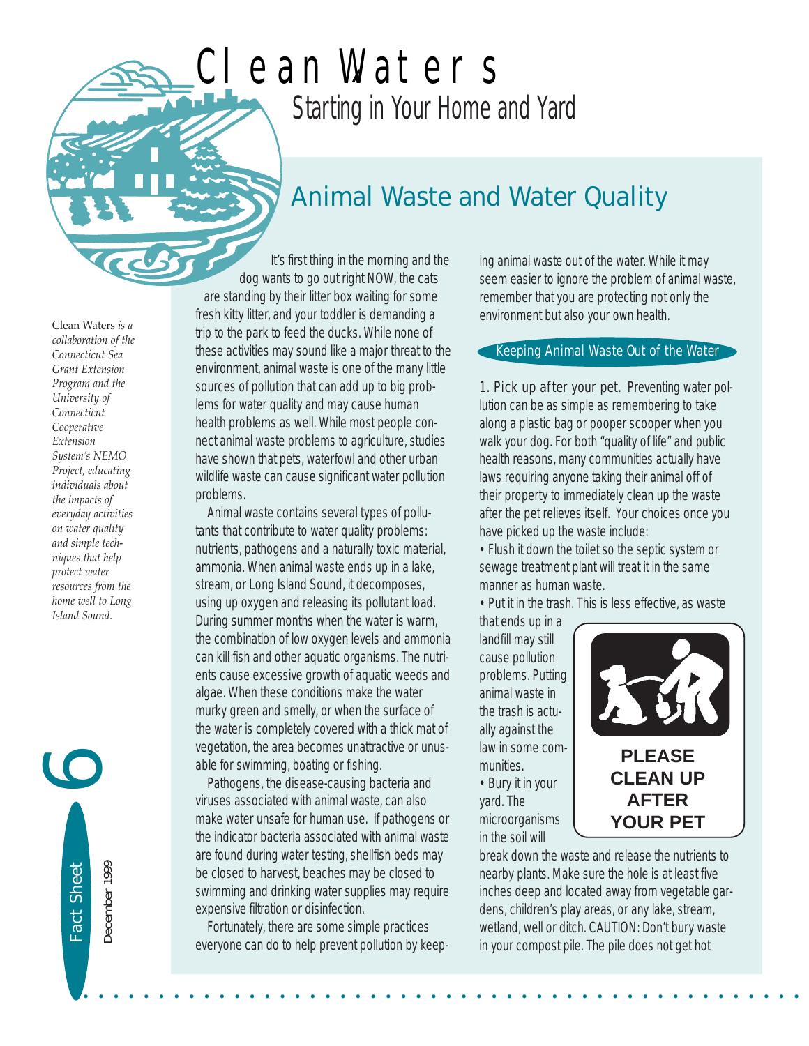# Clean Waters

## Starting in Your Home and Yard

*Clean Waters is a collaboration of the Connecticut Sea Grant Extension Program and the University of Connecticut Cooperative Extension System's NEMO Project, educating individuals about the impacts of everyday activities on water quality and simple techniques that help protect water resources from the home well to Long Island Sound.*

Fact Sheet 6

December 1999

## Animal Waste and Water Quality

It's first thing in the morning and the dog wants to go out right NOW, the cats are standing by their litter box waiting for some fresh kitty litter, and your toddler is demanding a trip to the park to feed the ducks. While none of these activities may sound like a major threat to the environment, animal waste is one of the many little sources of pollution that can add up to big problems for water quality and may cause human health problems as well. While most people connect animal waste problems to agriculture, studies have shown that pets, waterfowl and other urban wildlife waste can cause significant water pollution problems.

Animal waste contains several types of pollutants that contribute to water quality problems: nutrients, pathogens and a naturally toxic material, ammonia. When animal waste ends up in a lake, stream, or Long Island Sound, it decomposes, using up oxygen and releasing its pollutant load. During summer months when the water is warm, the combination of low oxygen levels and ammonia can kill fish and other aquatic organisms. The nutrients cause excessive growth of aquatic weeds and algae. When these conditions make the water murky green and smelly, or when the surface of the water is completely covered with a thick mat of vegetation, the area becomes unattractive or unusable for swimming, boating or fishing.

Pathogens, the disease-causing bacteria and viruses associated with animal waste, can also make water unsafe for human use. If pathogens or the indicator bacteria associated with animal waste are found during water testing, shellfish beds may be closed to harvest, beaches may be closed to swimming and drinking water supplies may require expensive filtration or disinfection.

Fortunately, there are some simple practices everyone can do to help prevent pollution by keeping animal waste out of the water. While it may seem easier to ignore the problem of animal waste, remember that you are protecting not only the environment but also your own health.

### Keeping Animal Waste Out of the Water

1. Pick up after your pet. Preventing water pollution can be as simple as remembering to take along a plastic bag or pooper scooper when you walk your dog. For both "quality of life" and public health reasons, many communities actually have laws requiring anyone taking their animal off of their property to immediately clean up the waste after the pet relieves itself. Your choices once you have picked up the waste include:

- Flush it down the toilet so the septic system or sewage treatment plant will treat it in the same manner as human waste.
- Put it in the trash. This is less effective, as waste that ends up in a landfill may still cause pollution problems. Putting animal waste in the trash is actually against the law in some communities.
- Bury it in your yard. The microorganisms in the soil will break down the waste and release the nutrients to nearby plants. Make sure the hole is at least five inches deep and located away from vegetable gardens, children's play areas, or any lake, stream, wetland, well or ditch. CAUTION: Don't bury waste in your compost pile. The pile does not get hot

**PLEASE CLEAN UP AFTER YOUR PET**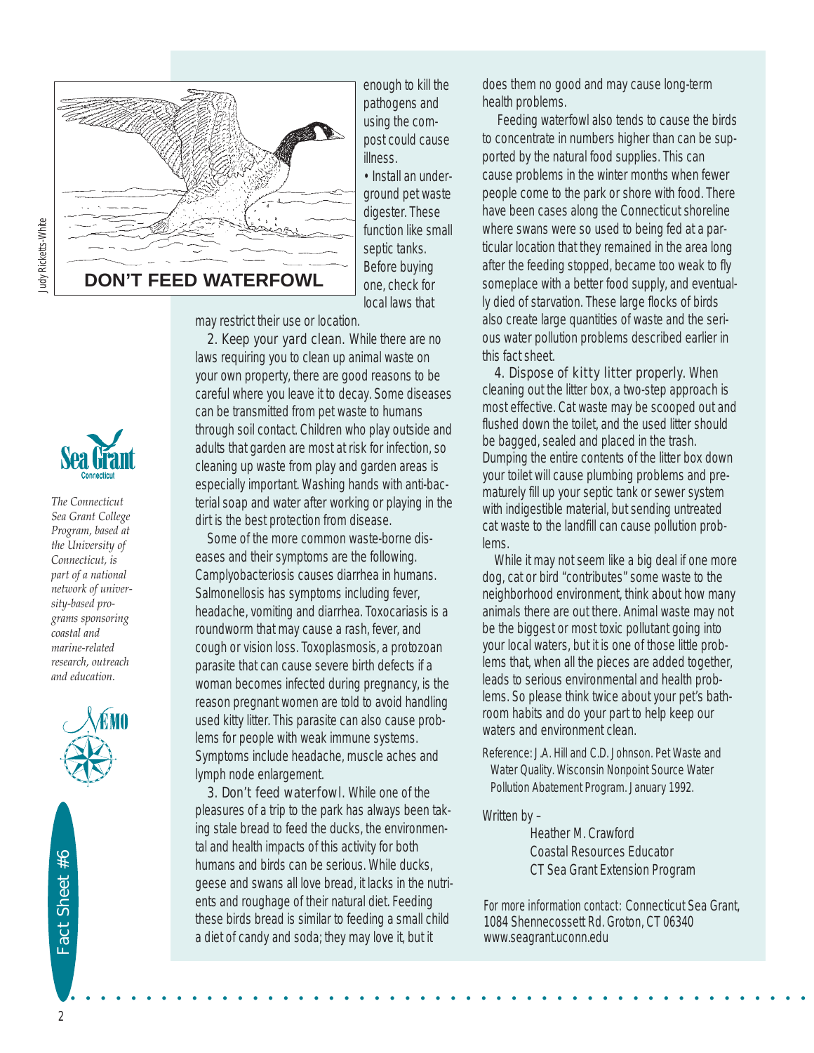DON'T FEED WATERFOWL

Judy Ricketts-White

enough to kill the pathogens and using the compost could cause illness.

• Install an underground pet waste digester. These function like small septic tanks. Before buying one, check for local laws that may restrict their use or location.

2. Keep your yard clean. While there are no laws requiring you to clean up animal waste on your own property, there are good reasons to be careful where you leave it to decay. Some diseases can be transmitted from pet waste to humans through soil contact. Children who play outside and adults that garden are most at risk for infection, so cleaning up waste from play and garden areas is especially important. Washing hands with anti-bacterial soap and water after working or playing in the dirt is the best protection from disease.

Some of the more common waste-borne diseases and their symptoms are the following. Camplyobacteriosis causes diarrhea in humans. Salmonellosis has symptoms including fever, headache, vomiting and diarrhea. Toxocariasis is a roundworm that may cause a rash, fever, and cough or vision loss. Toxoplasmosis, a protozoan parasite that can cause severe birth defects if a woman becomes infected during pregnancy, is the reason pregnant women are told to avoid handling used kitty litter. This parasite can also cause problems for people with weak immune systems. Symptoms include headache, muscle aches and lymph node enlargement.

3. Don't feed waterfowl. While one of the pleasures of a trip to the park has always been taking stale bread to feed the ducks, the environmental and health impacts of this activity for both humans and birds can be serious. While ducks, geese and swans all love bread, it lacks in the nutrients and roughage of their natural diet. Feeding these birds bread is similar to feeding a small child a diet of candy and soda; they may love it, but it does them no good and may cause long-term health problems.

Feeding waterfowl also tends to cause the birds to concentrate in numbers higher than can be supported by the natural food supplies. This can cause problems in the winter months when fewer people come to the park or shore with food. There have been cases along the Connecticut shoreline where swans were so used to being fed at a particular location that they remained in the area long after the feeding stopped, became too weak to fly someplace with a better food supply, and eventually died of starvation. These large flocks of birds also create large quantities of waste and the serious water pollution problems described earlier in this fact sheet.

4. Dispose of kitty litter properly. When cleaning out the litter box, a two-step approach is most effective. Cat waste may be scooped out and flushed down the toilet, and the used litter should be bagged, sealed and placed in the trash. Dumping the entire contents of the litter box down your toilet will cause plumbing problems and prematurely fill up your septic tank or sewer system with indigestible material, but sending untreated cat waste to the landfill can cause pollution problems.

While it may not seem like a big deal if one more dog, cat or bird "contributes" some waste to the neighborhood environment, think about how many animals there are out there. Animal waste may not be the biggest or most toxic pollutant going into your local waters, but it is one of those little problems that, when all the pieces are added together, leads to serious environmental and health problems. So please think twice about your pet's bathroom habits and do your part to help keep our waters and environment clean.

Reference: J.A. Hill and C.D. Johnson. Pet Waste and Water Quality. Wisconsin Nonpoint Source Water Pollution Abatement Program. January 1992.

Written by –

Heather M. Crawford
Coastal Resources Educator
CT Sea Grant Extension Program

For more information contact: Connecticut Sea Grant, 1084 Shennecossett Rd. Groton, CT 06340
www.seagrant.uconn.edu

Sea Grant Connecticut

*The Connecticut Sea Grant College Program, based at the University of Connecticut, is part of a national network of university-based programs sponsoring coastal and marine-related research, outreach and education.*

NEMO

Fact Sheet #6